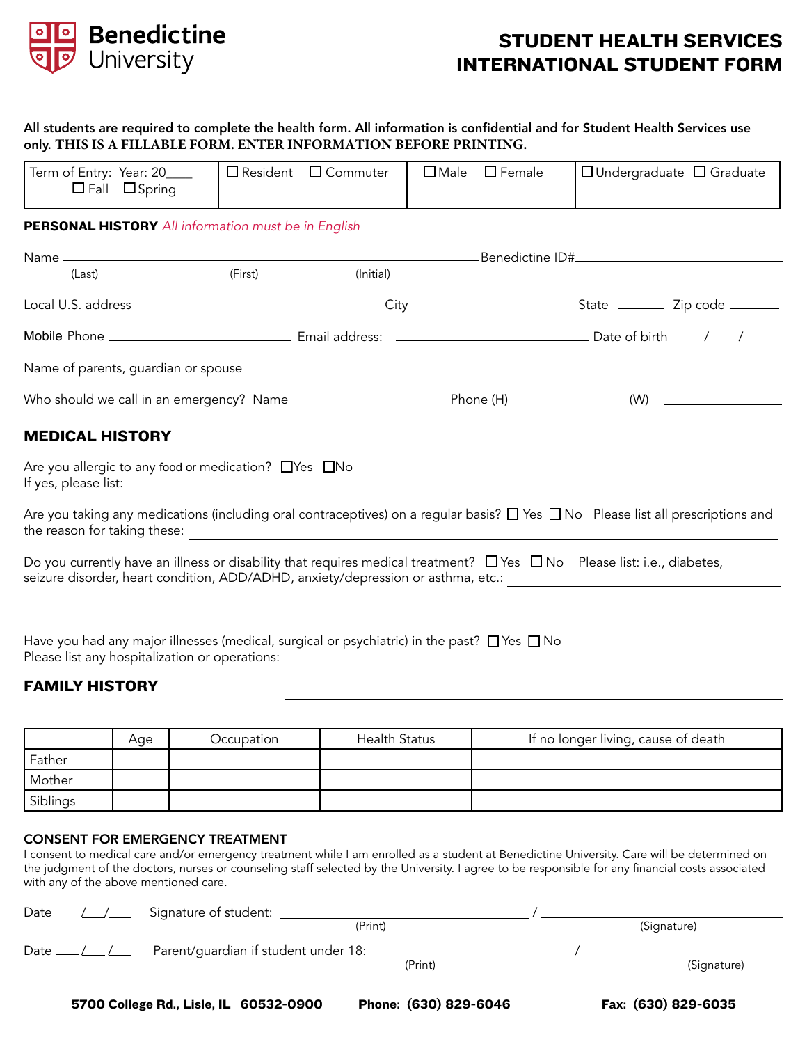# Benedictine University

## STUDENT HEALTH SERVICES
## INTERNATIONAL STUDENT FORM

**All students are required to complete the health form. All information is confidential and for Student Health Services use only. THIS IS A FILLABLE FORM. ENTER INFORMATION BEFORE PRINTING.**

| Term of Entry: Year: 20____ ☐ Fall ☐ Spring | ☐ Resident ☐ Commuter | ☐ Male ☐ Female | ☐ Undergraduate ☐ Graduate |
|---|---|---|---|

**PERSONAL HISTORY** *All information must be in English*

Name ______________________________________________ Benedictine ID#____________________
(Last) (First) (Initial)

Local U.S. address ______________________ City ______________ State ______ Zip code ______

Mobile Phone ____________________ Email address: ____________________ Date of birth ___/___/___

Name of parents, guardian or spouse ______________________________________________

Who should we call in an emergency? Name________________ Phone (H) ____________ (W) ____________

## MEDICAL HISTORY

Are you allergic to any food or medication? ☐Yes ☐No
If yes, please list: ______________________________________________

Are you taking any medications (including oral contraceptives) on a regular basis? ☐ Yes ☐ No Please list all prescriptions and the reason for taking these: ______________________________________________

Do you currently have an illness or disability that requires medical treatment? ☐ Yes ☐ No Please list: i.e., diabetes, seizure disorder, heart condition, ADD/ADHD, anxiety/depression or asthma, etc.: ______________________

Have you had any major illnesses (medical, surgical or psychiatric) in the past? ☐ Yes ☐ No
Please list any hospitalization or operations: ______________________________________________

## FAMILY HISTORY

| | Age | Occupation | Health Status | If no longer living, cause of death |
|---|---|---|---|---|
| Father | | | | |
| Mother | | | | |
| Siblings | | | | |

### CONSENT FOR EMERGENCY TREATMENT

I consent to medical care and/or emergency treatment while I am enrolled as a student at Benedictine University. Care will be determined on the judgment of the doctors, nurses or counseling staff selected by the University. I agree to be responsible for any financial costs associated with any of the above mentioned care.

Date ___/___/___ Signature of student: ______________________ / ______________________
(Print) (Signature)

Date ___/___/___ Parent/guardian if student under 18: ______________________ / ______________________
(Print) (Signature)

**5700 College Rd., Lisle, IL 60532-0900** **Phone: (630) 829-6046** **Fax: (630) 829-6035**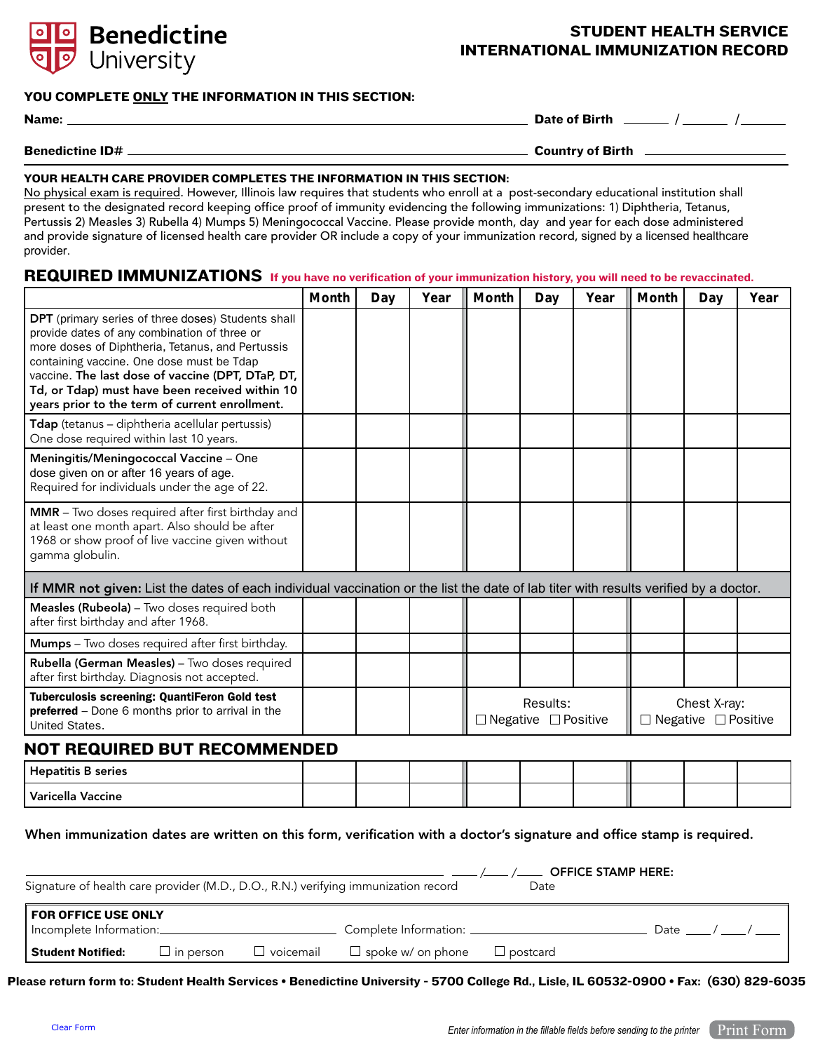Benedictine University

# STUDENT HEALTH SERVICE
# INTERNATIONAL IMMUNIZATION RECORD

**YOU COMPLETE ONLY THE INFORMATION IN THIS SECTION:**

**Name:** ______________________________ **Date of Birth** _____ / _____ / _____

**Benedictine ID#** ______________________________ **Country of Birth** ______________

**YOUR HEALTH CARE PROVIDER COMPLETES THE INFORMATION IN THIS SECTION:**

No physical exam is required. However, Illinois law requires that students who enroll at a post-secondary educational institution shall present to the designated record keeping office proof of immunity evidencing the following immunizations: 1) Diphtheria, Tetanus, Pertussis 2) Measles 3) Rubella 4) Mumps 5) Meningococcal Vaccine. Please provide month, day and year for each dose administered and provide signature of licensed health care provider OR include a copy of your immunization record, signed by a licensed healthcare provider.

## REQUIRED IMMUNIZATIONS

If you have no verification of your immunization history, you will need to be revaccinated.

| | Month | Day | Year | Month | Day | Year | Month | Day | Year |
|---|---|---|---|---|---|---|---|---|---|
| **DPT** (primary series of three doses) Students shall provide dates of any combination of three or more doses of Diphtheria, Tetanus, and Pertussis containing vaccine. One dose must be Tdap vaccine. **The last dose of vaccine (DPT, DTaP, DT, Td, or Tdap) must have been received within 10 years prior to the term of current enrollment.** | | | | | | | | | |
| **Tdap** (tetanus – diphtheria acellular pertussis) One dose required within last 10 years. | | | | | | | | | |
| **Meningitis/Meningococcal Vaccine** – One dose given on or after 16 years of age. Required for individuals under the age of 22. | | | | | | | | | |
| **MMR** – Two doses required after first birthday and at least one month apart. Also should be after 1968 or show proof of live vaccine given without gamma globulin. | | | | | | | | | |
| **If MMR not given:** List the dates of each individual vaccination or the list the date of lab titer with results verified by a doctor. | | | | | | | | | |
| **Measles (Rubeola)** – Two doses required both after first birthday and after 1968. | | | | | | | | | |
| **Mumps** – Two doses required after first birthday. | | | | | | | | | |
| **Rubella (German Measles)** – Two doses required after first birthday. Diagnosis not accepted. | | | | | | | | | |
| **Tuberculosis screening: QuantiFeron Gold test preferred** – Done 6 months prior to arrival in the United States. | | | | Results: ☐ Negative ☐ Positive | | | Chest X-ray: ☐ Negative ☐ Positive | | |

## NOT REQUIRED BUT RECOMMENDED

| | | | | | | | | | |
|---|---|---|---|---|---|---|---|---|---|
| **Hepatitis B series** | | | | | | | | | |
| **Varicella Vaccine** | | | | | | | | | |

**When immunization dates are written on this form, verification with a doctor's signature and office stamp is required.**

______________________________ ____ /____ /____ **OFFICE STAMP HERE:**

Signature of health care provider (M.D., D.O., R.N.) verifying immunization record Date

**FOR OFFICE USE ONLY**

Incomplete Information: ______________ Complete Information: ______________ Date ____ / ____ / ____

**Student Notified:** ☐ in person ☐ voicemail ☐ spoke w/ on phone ☐ postcard

**Please return form to: Student Health Services • Benedictine University - 5700 College Rd., Lisle, IL 60532-0900 • Fax: (630) 829-6035**

Clear Form

*Enter information in the fillable fields before sending to the printer* Print Form